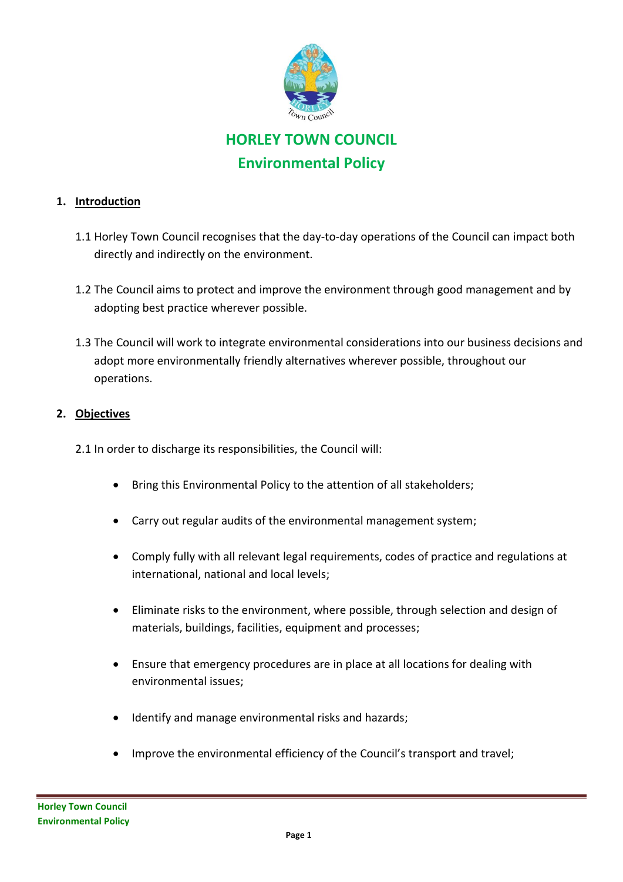# HORLEY TOWN COUNCIL

## Environmental Policy

### 1. Introduction

1.1 Horley Town Council recognises that the day-to-day operations of the Council can impact both directly and indirectly on the environment.

1.2 The Council aims to protect and improve the environment through good management and by adopting best practice wherever possible.

1.3 The Council will work to integrate environmental considerations into our business decisions and adopt more environmentally friendly alternatives wherever possible, throughout our operations.

### 2. Objectives

2.1 In order to discharge its responsibilities, the Council will:

- Bring this Environmental Policy to the attention of all stakeholders;
- Carry out regular audits of the environmental management system;
- Comply fully with all relevant legal requirements, codes of practice and regulations at international, national and local levels;
- Eliminate risks to the environment, where possible, through selection and design of materials, buildings, facilities, equipment and processes;
- Ensure that emergency procedures are in place at all locations for dealing with environmental issues;
- Identify and manage environmental risks and hazards;
- Improve the environmental efficiency of the Council's transport and travel;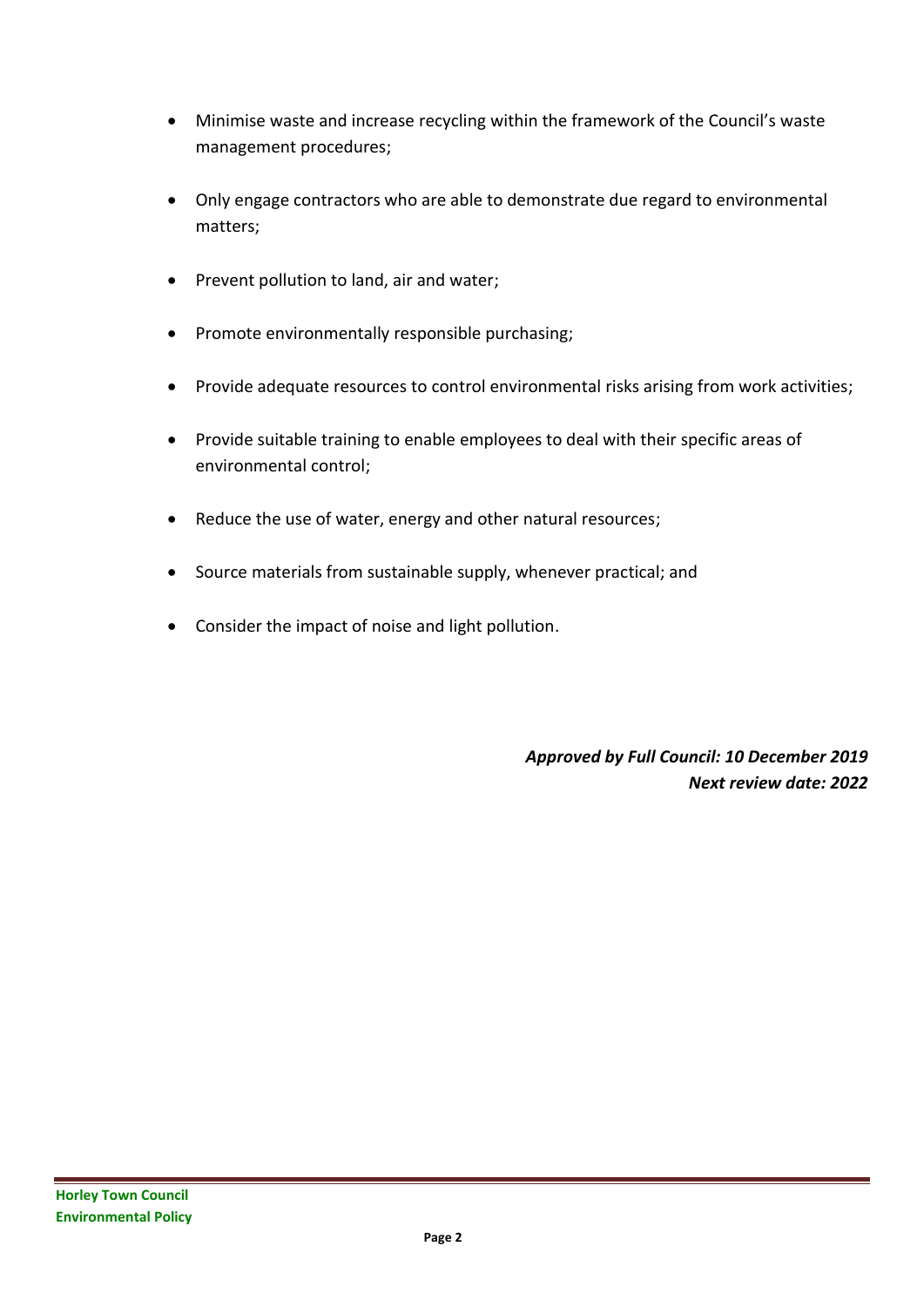- Minimise waste and increase recycling within the framework of the Council's waste management procedures;
- Only engage contractors who are able to demonstrate due regard to environmental matters;
- Prevent pollution to land, air and water;
- Promote environmentally responsible purchasing;
- Provide adequate resources to control environmental risks arising from work activities;
- Provide suitable training to enable employees to deal with their specific areas of environmental control;
- Reduce the use of water, energy and other natural resources;
- Source materials from sustainable supply, whenever practical; and
- Consider the impact of noise and light pollution.

***Approved by Full Council: 10 December 2019***
***Next review date: 2022***